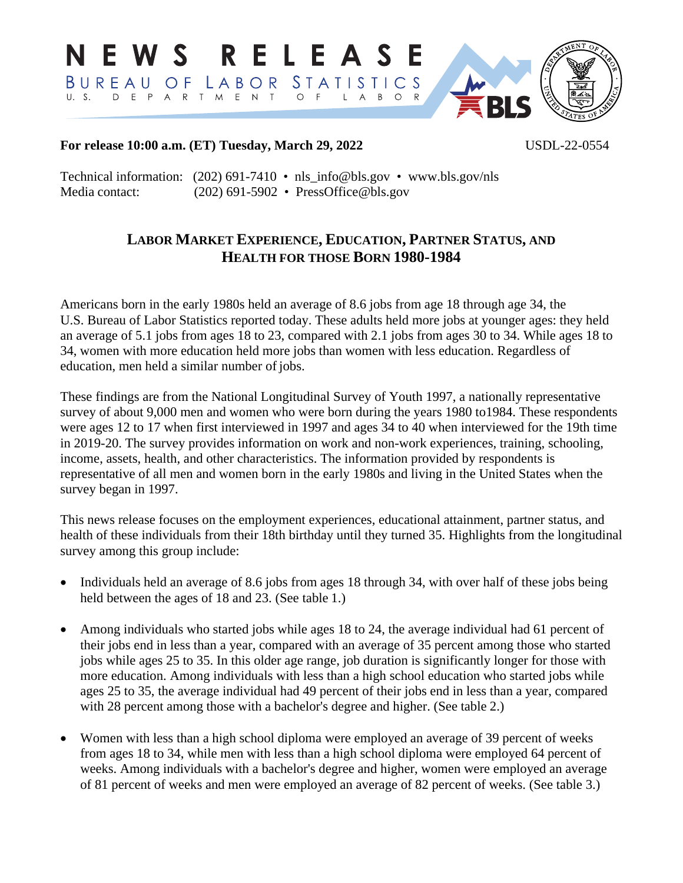# NEWS RELEASE

BUREAU OF LABOR STATISTICS
U. S. DEPARTMENT OF LABOR

**For release 10:00 a.m. (ET) Tuesday, March 29, 2022** USDL-22-0554

Technical information: (202) 691-7410 • nls_info@bls.gov • www.bls.gov/nls
Media contact: (202) 691-5902 • PressOffice@bls.gov

## LABOR MARKET EXPERIENCE, EDUCATION, PARTNER STATUS, AND HEALTH FOR THOSE BORN 1980-1984

Americans born in the early 1980s held an average of 8.6 jobs from age 18 through age 34, the U.S. Bureau of Labor Statistics reported today. These adults held more jobs at younger ages: they held an average of 5.1 jobs from ages 18 to 23, compared with 2.1 jobs from ages 30 to 34. While ages 18 to 34, women with more education held more jobs than women with less education. Regardless of education, men held a similar number of jobs.

These findings are from the National Longitudinal Survey of Youth 1997, a nationally representative survey of about 9,000 men and women who were born during the years 1980 to1984. These respondents were ages 12 to 17 when first interviewed in 1997 and ages 34 to 40 when interviewed for the 19th time in 2019-20. The survey provides information on work and non-work experiences, training, schooling, income, assets, health, and other characteristics. The information provided by respondents is representative of all men and women born in the early 1980s and living in the United States when the survey began in 1997.

This news release focuses on the employment experiences, educational attainment, partner status, and health of these individuals from their 18th birthday until they turned 35. Highlights from the longitudinal survey among this group include:

- Individuals held an average of 8.6 jobs from ages 18 through 34, with over half of these jobs being held between the ages of 18 and 23. (See table 1.)

- Among individuals who started jobs while ages 18 to 24, the average individual had 61 percent of their jobs end in less than a year, compared with an average of 35 percent among those who started jobs while ages 25 to 35. In this older age range, job duration is significantly longer for those with more education. Among individuals with less than a high school education who started jobs while ages 25 to 35, the average individual had 49 percent of their jobs end in less than a year, compared with 28 percent among those with a bachelor's degree and higher. (See table 2.)

- Women with less than a high school diploma were employed an average of 39 percent of weeks from ages 18 to 34, while men with less than a high school diploma were employed 64 percent of weeks. Among individuals with a bachelor's degree and higher, women were employed an average of 81 percent of weeks and men were employed an average of 82 percent of weeks. (See table 3.)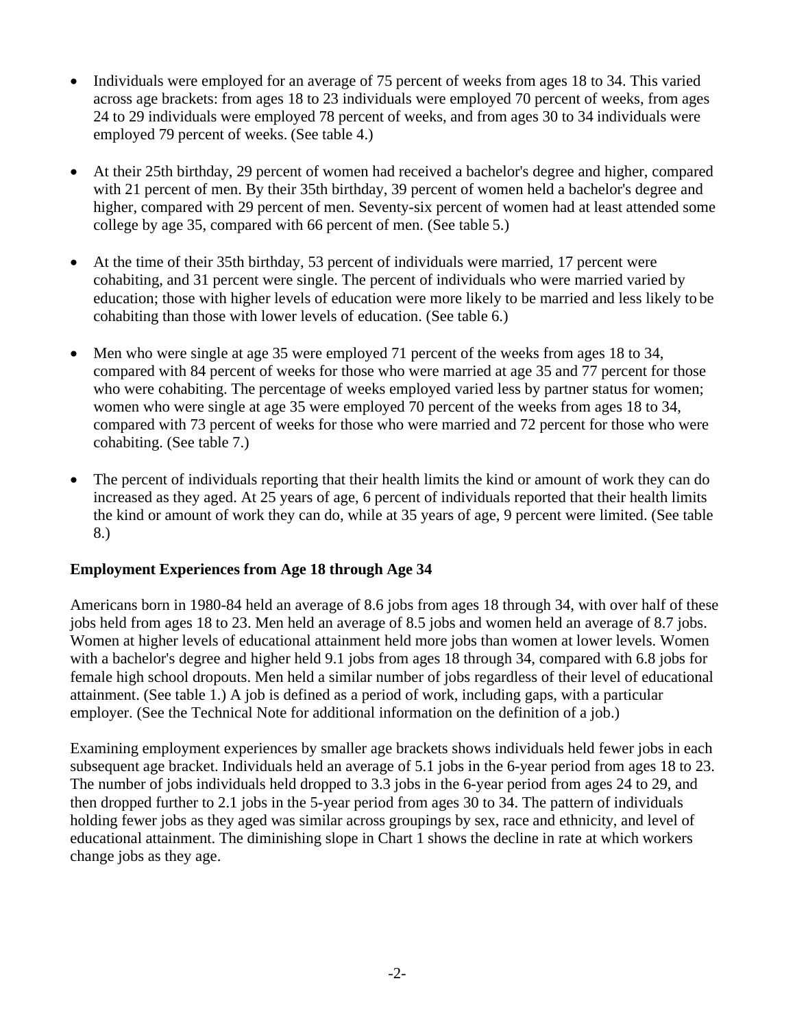- Individuals were employed for an average of 75 percent of weeks from ages 18 to 34. This varied across age brackets: from ages 18 to 23 individuals were employed 70 percent of weeks, from ages 24 to 29 individuals were employed 78 percent of weeks, and from ages 30 to 34 individuals were employed 79 percent of weeks. (See table 4.)

- At their 25th birthday, 29 percent of women had received a bachelor's degree and higher, compared with 21 percent of men. By their 35th birthday, 39 percent of women held a bachelor's degree and higher, compared with 29 percent of men. Seventy-six percent of women had at least attended some college by age 35, compared with 66 percent of men. (See table 5.)

- At the time of their 35th birthday, 53 percent of individuals were married, 17 percent were cohabiting, and 31 percent were single. The percent of individuals who were married varied by education; those with higher levels of education were more likely to be married and less likely to be cohabiting than those with lower levels of education. (See table 6.)

- Men who were single at age 35 were employed 71 percent of the weeks from ages 18 to 34, compared with 84 percent of weeks for those who were married at age 35 and 77 percent for those who were cohabiting. The percentage of weeks employed varied less by partner status for women; women who were single at age 35 were employed 70 percent of the weeks from ages 18 to 34, compared with 73 percent of weeks for those who were married and 72 percent for those who were cohabiting. (See table 7.)

- The percent of individuals reporting that their health limits the kind or amount of work they can do increased as they aged. At 25 years of age, 6 percent of individuals reported that their health limits the kind or amount of work they can do, while at 35 years of age, 9 percent were limited. (See table 8.)

**Employment Experiences from Age 18 through Age 34**

Americans born in 1980-84 held an average of 8.6 jobs from ages 18 through 34, with over half of these jobs held from ages 18 to 23. Men held an average of 8.5 jobs and women held an average of 8.7 jobs. Women at higher levels of educational attainment held more jobs than women at lower levels. Women with a bachelor's degree and higher held 9.1 jobs from ages 18 through 34, compared with 6.8 jobs for female high school dropouts. Men held a similar number of jobs regardless of their level of educational attainment. (See table 1.) A job is defined as a period of work, including gaps, with a particular employer. (See the Technical Note for additional information on the definition of a job.)

Examining employment experiences by smaller age brackets shows individuals held fewer jobs in each subsequent age bracket. Individuals held an average of 5.1 jobs in the 6-year period from ages 18 to 23. The number of jobs individuals held dropped to 3.3 jobs in the 6-year period from ages 24 to 29, and then dropped further to 2.1 jobs in the 5-year period from ages 30 to 34. The pattern of individuals holding fewer jobs as they aged was similar across groupings by sex, race and ethnicity, and level of educational attainment. The diminishing slope in Chart 1 shows the decline in rate at which workers change jobs as they age.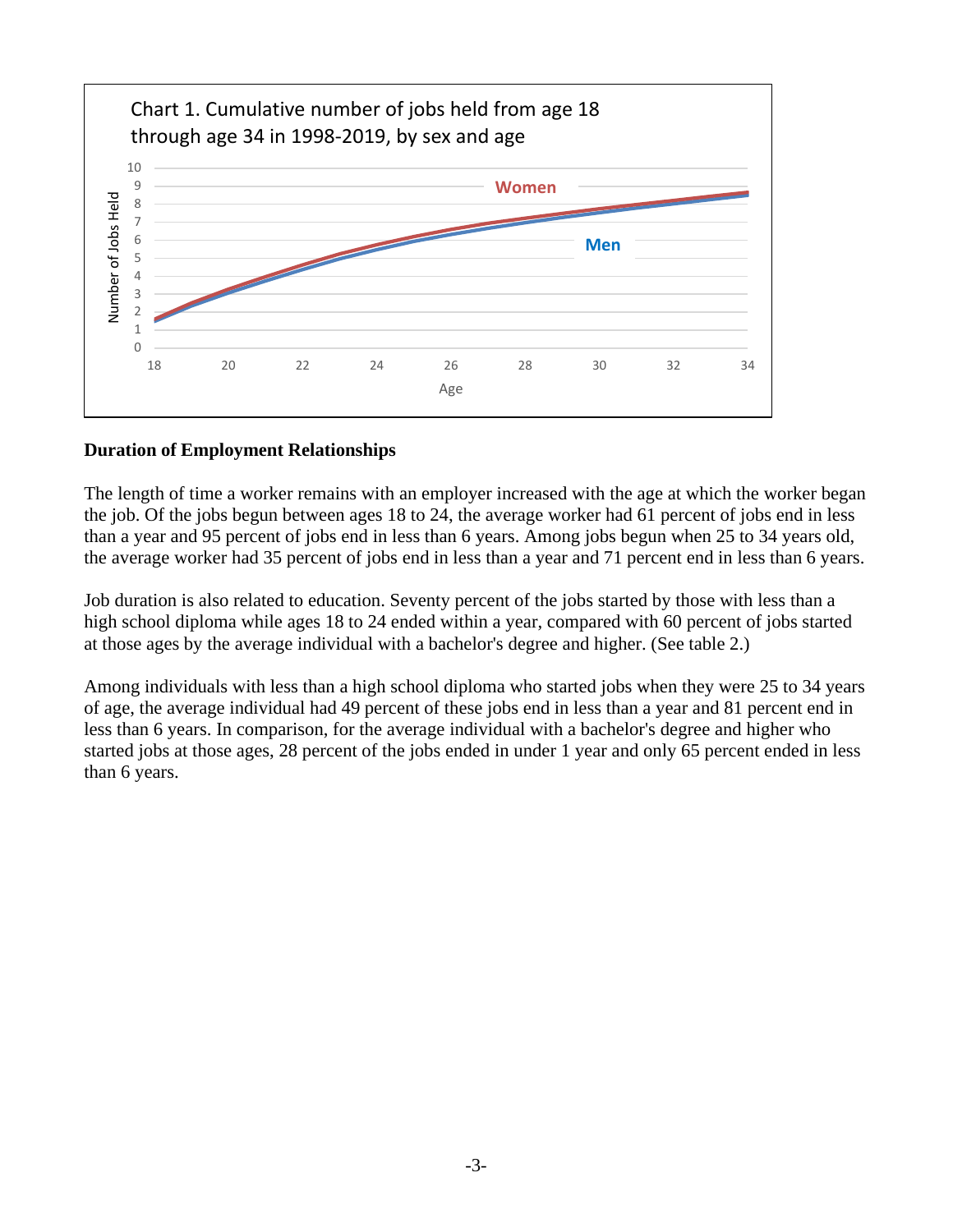Chart 1. Cumulative number of jobs held from age 18 through age 34 in 1998-2019, by sex and age

**Duration of Employment Relationships**

The length of time a worker remains with an employer increased with the age at which the worker began the job. Of the jobs begun between ages 18 to 24, the average worker had 61 percent of jobs end in less than a year and 95 percent of jobs end in less than 6 years. Among jobs begun when 25 to 34 years old, the average worker had 35 percent of jobs end in less than a year and 71 percent end in less than 6 years.

Job duration is also related to education. Seventy percent of the jobs started by those with less than a high school diploma while ages 18 to 24 ended within a year, compared with 60 percent of jobs started at those ages by the average individual with a bachelor's degree and higher. (See table 2.)

Among individuals with less than a high school diploma who started jobs when they were 25 to 34 years of age, the average individual had 49 percent of these jobs end in less than a year and 81 percent end in less than 6 years. In comparison, for the average individual with a bachelor's degree and higher who started jobs at those ages, 28 percent of the jobs ended in under 1 year and only 65 percent ended in less than 6 years.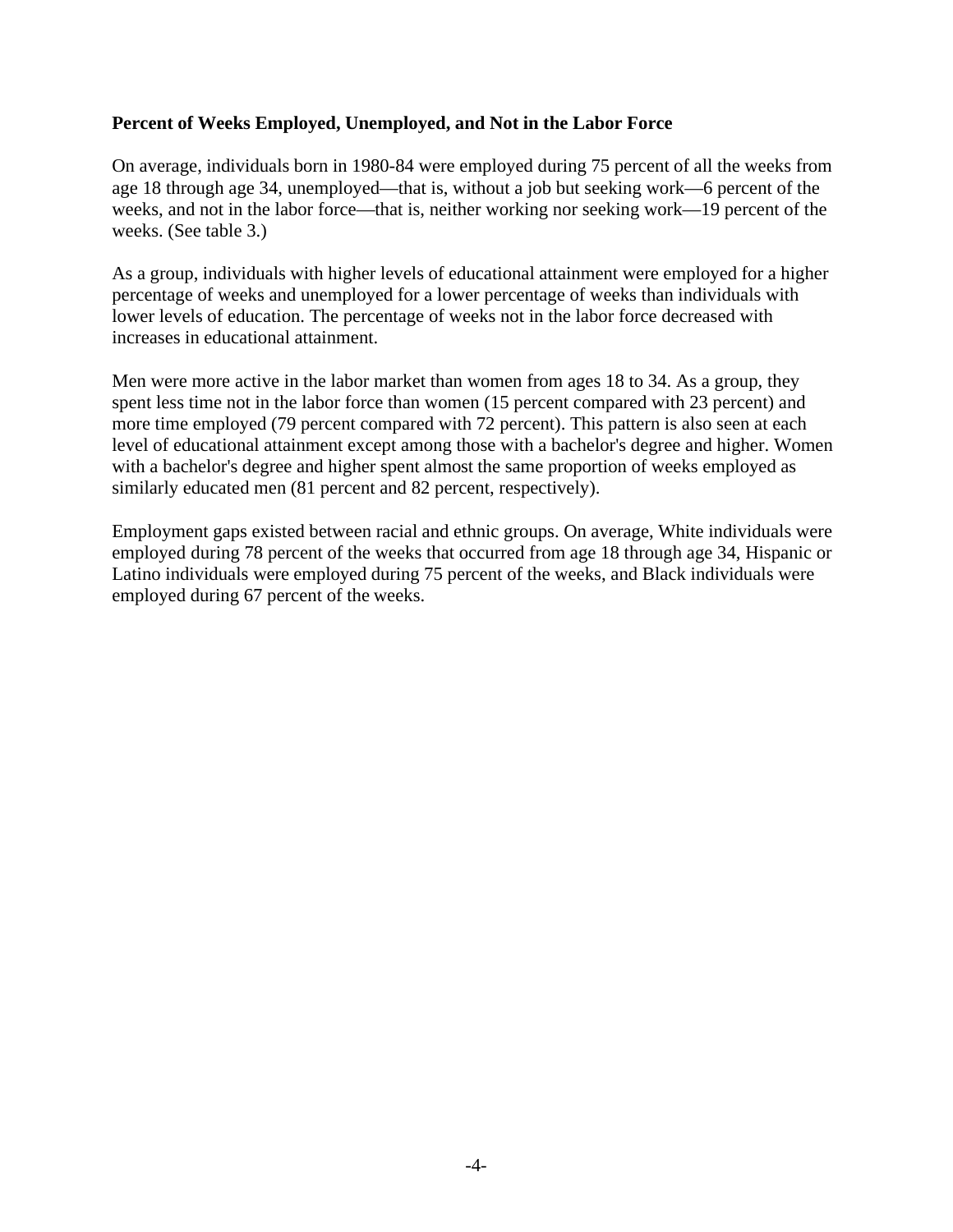**Percent of Weeks Employed, Unemployed, and Not in the Labor Force**

On average, individuals born in 1980-84 were employed during 75 percent of all the weeks from age 18 through age 34, unemployed—that is, without a job but seeking work—6 percent of the weeks, and not in the labor force—that is, neither working nor seeking work—19 percent of the weeks. (See table 3.)

As a group, individuals with higher levels of educational attainment were employed for a higher percentage of weeks and unemployed for a lower percentage of weeks than individuals with lower levels of education. The percentage of weeks not in the labor force decreased with increases in educational attainment.

Men were more active in the labor market than women from ages 18 to 34. As a group, they spent less time not in the labor force than women (15 percent compared with 23 percent) and more time employed (79 percent compared with 72 percent). This pattern is also seen at each level of educational attainment except among those with a bachelor's degree and higher. Women with a bachelor's degree and higher spent almost the same proportion of weeks employed as similarly educated men (81 percent and 82 percent, respectively).

Employment gaps existed between racial and ethnic groups. On average, White individuals were employed during 78 percent of the weeks that occurred from age 18 through age 34, Hispanic or Latino individuals were employed during 75 percent of the weeks, and Black individuals were employed during 67 percent of the weeks.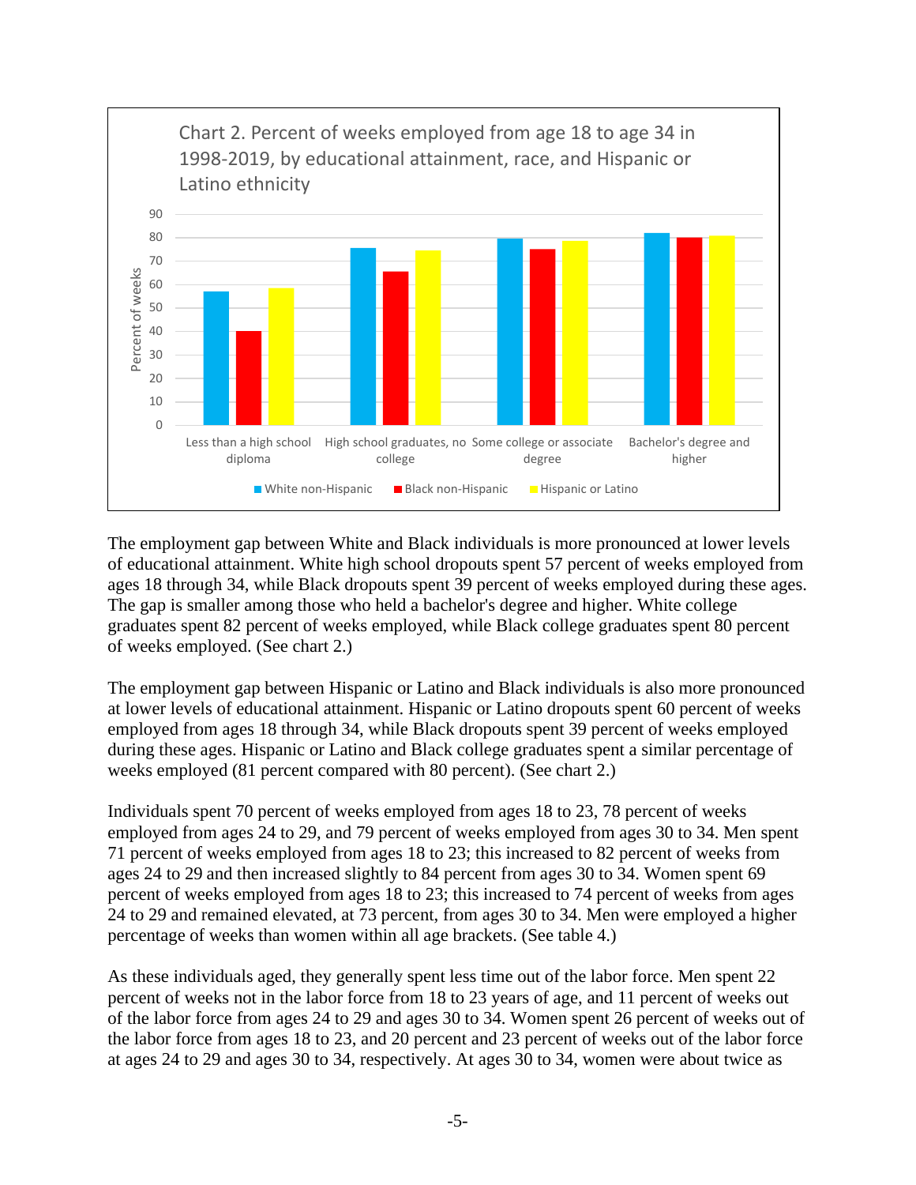Chart 2. Percent of weeks employed from age 18 to age 34 in 1998-2019, by educational attainment, race, and Hispanic or Latino ethnicity

The employment gap between White and Black individuals is more pronounced at lower levels of educational attainment. White high school dropouts spent 57 percent of weeks employed from ages 18 through 34, while Black dropouts spent 39 percent of weeks employed during these ages. The gap is smaller among those who held a bachelor's degree and higher. White college graduates spent 82 percent of weeks employed, while Black college graduates spent 80 percent of weeks employed. (See chart 2.)

The employment gap between Hispanic or Latino and Black individuals is also more pronounced at lower levels of educational attainment. Hispanic or Latino dropouts spent 60 percent of weeks employed from ages 18 through 34, while Black dropouts spent 39 percent of weeks employed during these ages. Hispanic or Latino and Black college graduates spent a similar percentage of weeks employed (81 percent compared with 80 percent). (See chart 2.)

Individuals spent 70 percent of weeks employed from ages 18 to 23, 78 percent of weeks employed from ages 24 to 29, and 79 percent of weeks employed from ages 30 to 34. Men spent 71 percent of weeks employed from ages 18 to 23; this increased to 82 percent of weeks from ages 24 to 29 and then increased slightly to 84 percent from ages 30 to 34. Women spent 69 percent of weeks employed from ages 18 to 23; this increased to 74 percent of weeks from ages 24 to 29 and remained elevated, at 73 percent, from ages 30 to 34. Men were employed a higher percentage of weeks than women within all age brackets. (See table 4.)

As these individuals aged, they generally spent less time out of the labor force. Men spent 22 percent of weeks not in the labor force from 18 to 23 years of age, and 11 percent of weeks out of the labor force from ages 24 to 29 and ages 30 to 34. Women spent 26 percent of weeks out of the labor force from ages 18 to 23, and 20 percent and 23 percent of weeks out of the labor force at ages 24 to 29 and ages 30 to 34, respectively. At ages 30 to 34, women were about twice as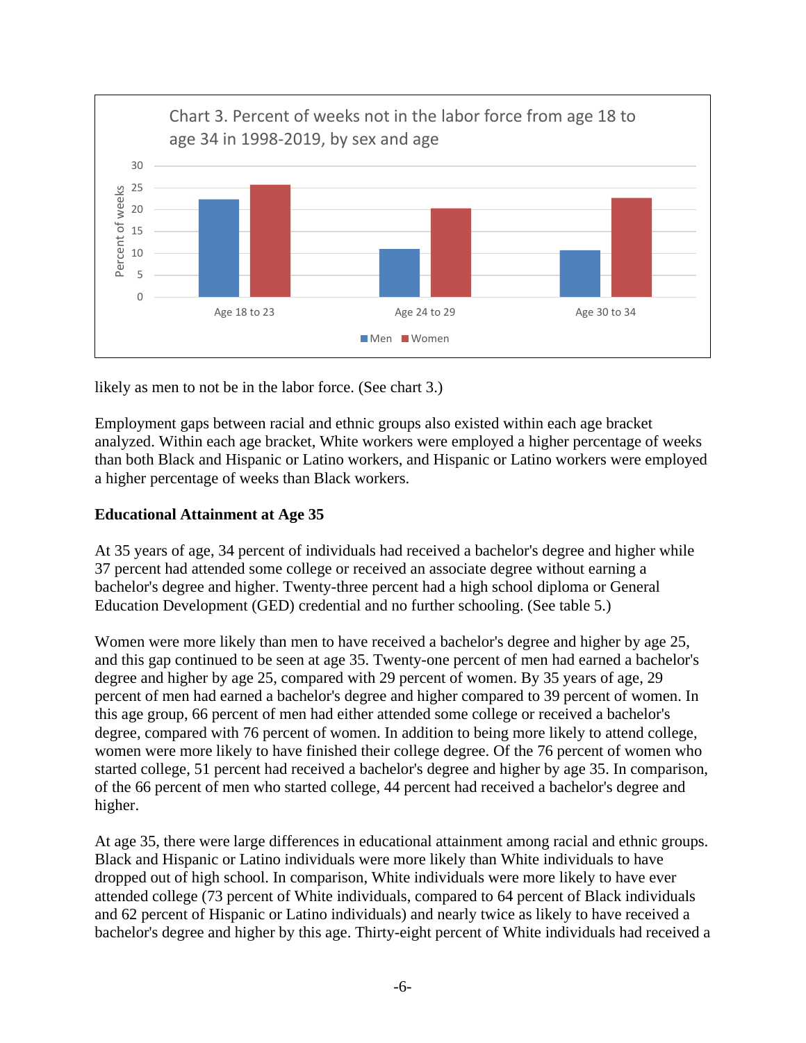Chart 3. Percent of weeks not in the labor force from age 18 to age 34 in 1998-2019, by sex and age

likely as men to not be in the labor force. (See chart 3.)

Employment gaps between racial and ethnic groups also existed within each age bracket analyzed. Within each age bracket, White workers were employed a higher percentage of weeks than both Black and Hispanic or Latino workers, and Hispanic or Latino workers were employed a higher percentage of weeks than Black workers.

**Educational Attainment at Age 35**

At 35 years of age, 34 percent of individuals had received a bachelor's degree and higher while 37 percent had attended some college or received an associate degree without earning a bachelor's degree and higher. Twenty-three percent had a high school diploma or General Education Development (GED) credential and no further schooling. (See table 5.)

Women were more likely than men to have received a bachelor's degree and higher by age 25, and this gap continued to be seen at age 35. Twenty-one percent of men had earned a bachelor's degree and higher by age 25, compared with 29 percent of women. By 35 years of age, 29 percent of men had earned a bachelor's degree and higher compared to 39 percent of women. In this age group, 66 percent of men had either attended some college or received a bachelor's degree, compared with 76 percent of women. In addition to being more likely to attend college, women were more likely to have finished their college degree. Of the 76 percent of women who started college, 51 percent had received a bachelor's degree and higher by age 35. In comparison, of the 66 percent of men who started college, 44 percent had received a bachelor's degree and higher.

At age 35, there were large differences in educational attainment among racial and ethnic groups. Black and Hispanic or Latino individuals were more likely than White individuals to have dropped out of high school. In comparison, White individuals were more likely to have ever attended college (73 percent of White individuals, compared to 64 percent of Black individuals and 62 percent of Hispanic or Latino individuals) and nearly twice as likely to have received a bachelor's degree and higher by this age. Thirty-eight percent of White individuals had received a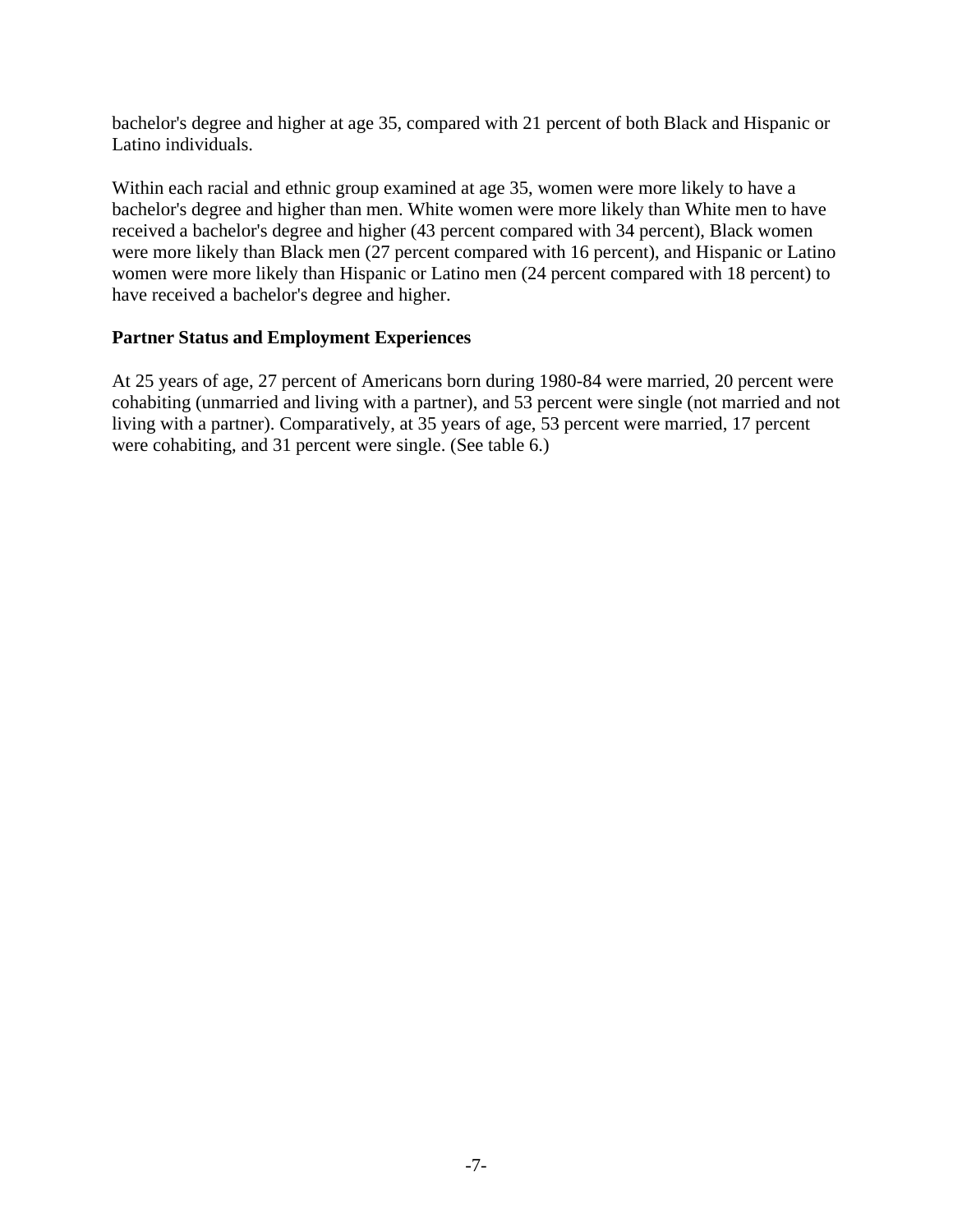bachelor's degree and higher at age 35, compared with 21 percent of both Black and Hispanic or Latino individuals.

Within each racial and ethnic group examined at age 35, women were more likely to have a bachelor's degree and higher than men. White women were more likely than White men to have received a bachelor's degree and higher (43 percent compared with 34 percent), Black women were more likely than Black men (27 percent compared with 16 percent), and Hispanic or Latino women were more likely than Hispanic or Latino men (24 percent compared with 18 percent) to have received a bachelor's degree and higher.

**Partner Status and Employment Experiences**

At 25 years of age, 27 percent of Americans born during 1980-84 were married, 20 percent were cohabiting (unmarried and living with a partner), and 53 percent were single (not married and not living with a partner). Comparatively, at 35 years of age, 53 percent were married, 17 percent were cohabiting, and 31 percent were single. (See table 6.)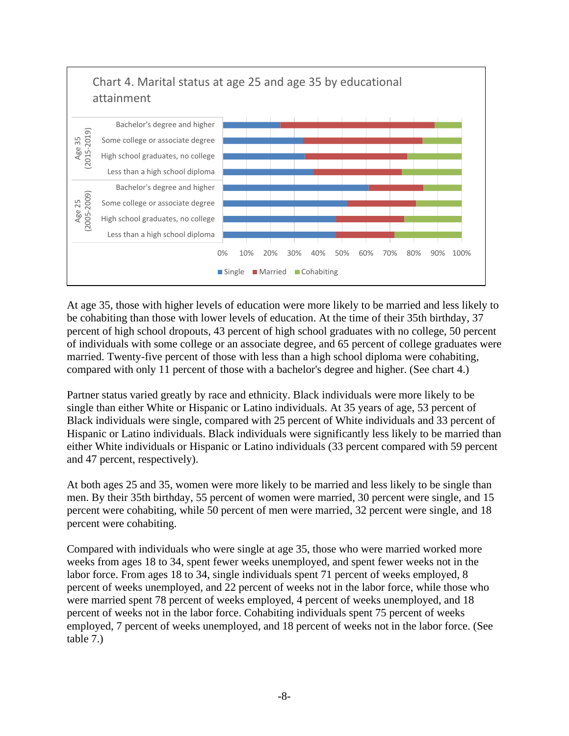Chart 4. Marital status at age 25 and age 35 by educational attainment

At age 35, those with higher levels of education were more likely to be married and less likely to be cohabiting than those with lower levels of education. At the time of their 35th birthday, 37 percent of high school dropouts, 43 percent of high school graduates with no college, 50 percent of individuals with some college or an associate degree, and 65 percent of college graduates were married. Twenty-five percent of those with less than a high school diploma were cohabiting, compared with only 11 percent of those with a bachelor's degree and higher. (See chart 4.)

Partner status varied greatly by race and ethnicity. Black individuals were more likely to be single than either White or Hispanic or Latino individuals. At 35 years of age, 53 percent of Black individuals were single, compared with 25 percent of White individuals and 33 percent of Hispanic or Latino individuals. Black individuals were significantly less likely to be married than either White individuals or Hispanic or Latino individuals (33 percent compared with 59 percent and 47 percent, respectively).

At both ages 25 and 35, women were more likely to be married and less likely to be single than men. By their 35th birthday, 55 percent of women were married, 30 percent were single, and 15 percent were cohabiting, while 50 percent of men were married, 32 percent were single, and 18 percent were cohabiting.

Compared with individuals who were single at age 35, those who were married worked more weeks from ages 18 to 34, spent fewer weeks unemployed, and spent fewer weeks not in the labor force. From ages 18 to 34, single individuals spent 71 percent of weeks employed, 8 percent of weeks unemployed, and 22 percent of weeks not in the labor force, while those who were married spent 78 percent of weeks employed, 4 percent of weeks unemployed, and 18 percent of weeks not in the labor force. Cohabiting individuals spent 75 percent of weeks employed, 7 percent of weeks unemployed, and 18 percent of weeks not in the labor force. (See table 7.)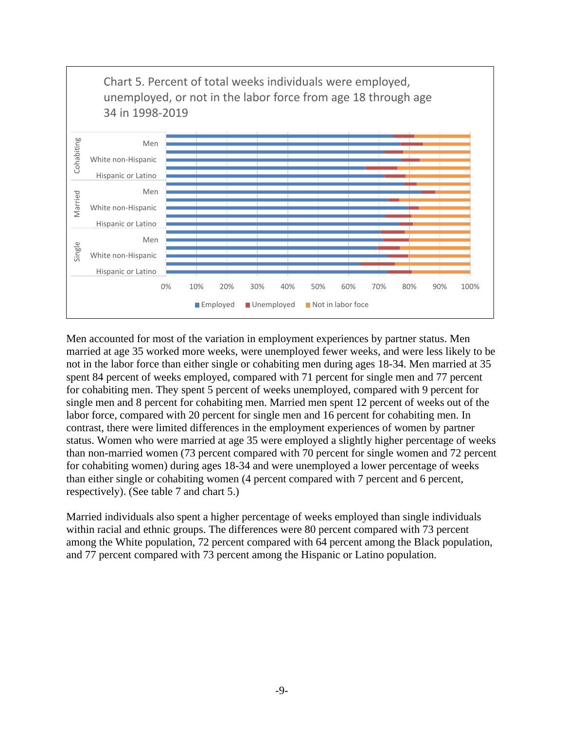Chart 5. Percent of total weeks individuals were employed, unemployed, or not in the labor force from age 18 through age 34 in 1998-2019

Men accounted for most of the variation in employment experiences by partner status. Men married at age 35 worked more weeks, were unemployed fewer weeks, and were less likely to be not in the labor force than either single or cohabiting men during ages 18-34. Men married at 35 spent 84 percent of weeks employed, compared with 71 percent for single men and 77 percent for cohabiting men. They spent 5 percent of weeks unemployed, compared with 9 percent for single men and 8 percent for cohabiting men. Married men spent 12 percent of weeks out of the labor force, compared with 20 percent for single men and 16 percent for cohabiting men. In contrast, there were limited differences in the employment experiences of women by partner status. Women who were married at age 35 were employed a slightly higher percentage of weeks than non-married women (73 percent compared with 70 percent for single women and 72 percent for cohabiting women) during ages 18-34 and were unemployed a lower percentage of weeks than either single or cohabiting women (4 percent compared with 7 percent and 6 percent, respectively). (See table 7 and chart 5.)

Married individuals also spent a higher percentage of weeks employed than single individuals within racial and ethnic groups. The differences were 80 percent compared with 73 percent among the White population, 72 percent compared with 64 percent among the Black population, and 77 percent compared with 73 percent among the Hispanic or Latino population.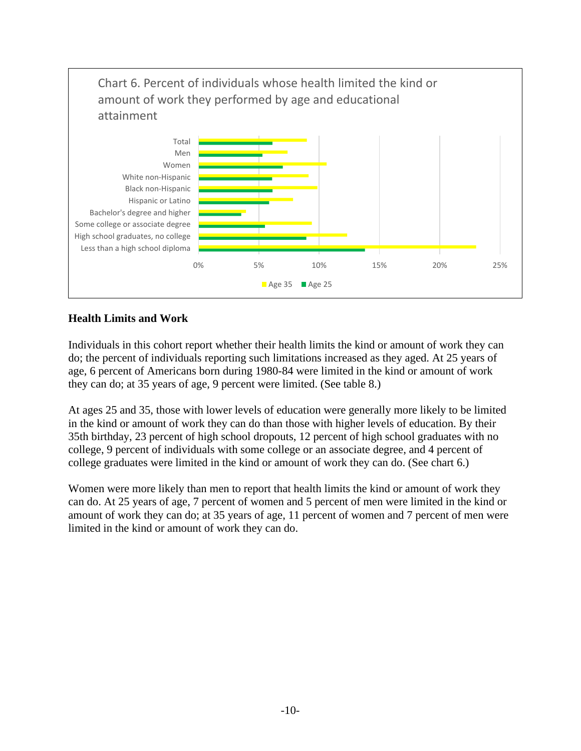Chart 6. Percent of individuals whose health limited the kind or amount of work they performed by age and educational attainment

## Health Limits and Work

Individuals in this cohort report whether their health limits the kind or amount of work they can do; the percent of individuals reporting such limitations increased as they aged. At 25 years of age, 6 percent of Americans born during 1980-84 were limited in the kind or amount of work they can do; at 35 years of age, 9 percent were limited. (See table 8.)

At ages 25 and 35, those with lower levels of education were generally more likely to be limited in the kind or amount of work they can do than those with higher levels of education. By their 35th birthday, 23 percent of high school dropouts, 12 percent of high school graduates with no college, 9 percent of individuals with some college or an associate degree, and 4 percent of college graduates were limited in the kind or amount of work they can do. (See chart 6.)

Women were more likely than men to report that health limits the kind or amount of work they can do. At 25 years of age, 7 percent of women and 5 percent of men were limited in the kind or amount of work they can do; at 35 years of age, 11 percent of women and 7 percent of men were limited in the kind or amount of work they can do.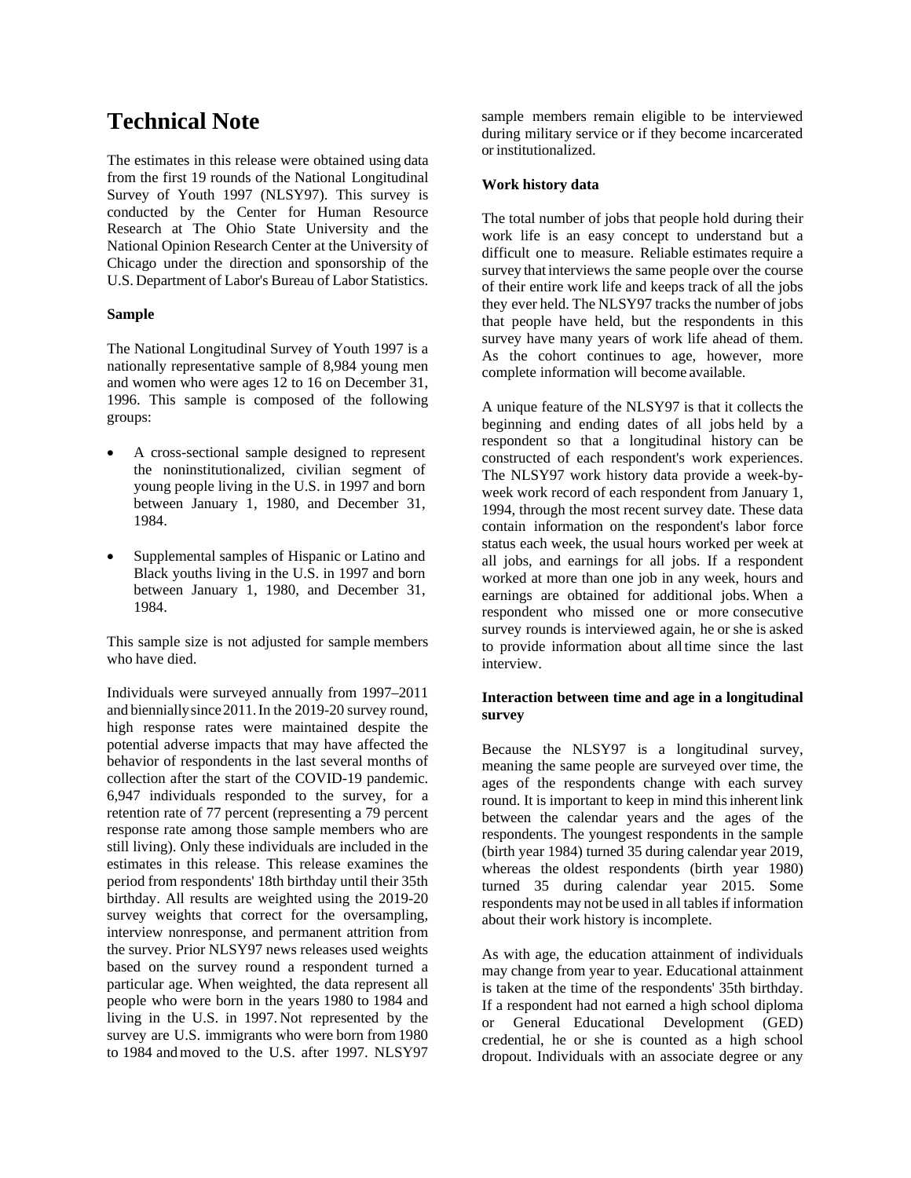# Technical Note

The estimates in this release were obtained using data from the first 19 rounds of the National Longitudinal Survey of Youth 1997 (NLSY97). This survey is conducted by the Center for Human Resource Research at The Ohio State University and the National Opinion Research Center at the University of Chicago under the direction and sponsorship of the U.S. Department of Labor's Bureau of Labor Statistics.

**Sample**

The National Longitudinal Survey of Youth 1997 is a nationally representative sample of 8,984 young men and women who were ages 12 to 16 on December 31, 1996. This sample is composed of the following groups:

- A cross-sectional sample designed to represent the noninstitutionalized, civilian segment of young people living in the U.S. in 1997 and born between January 1, 1980, and December 31, 1984.
- Supplemental samples of Hispanic or Latino and Black youths living in the U.S. in 1997 and born between January 1, 1980, and December 31, 1984.

This sample size is not adjusted for sample members who have died.

Individuals were surveyed annually from 1997–2011 and biennially since 2011. In the 2019-20 survey round, high response rates were maintained despite the potential adverse impacts that may have affected the behavior of respondents in the last several months of collection after the start of the COVID-19 pandemic. 6,947 individuals responded to the survey, for a retention rate of 77 percent (representing a 79 percent response rate among those sample members who are still living). Only these individuals are included in the estimates in this release. This release examines the period from respondents' 18th birthday until their 35th birthday. All results are weighted using the 2019-20 survey weights that correct for the oversampling, interview nonresponse, and permanent attrition from the survey. Prior NLSY97 news releases used weights based on the survey round a respondent turned a particular age. When weighted, the data represent all people who were born in the years 1980 to 1984 and living in the U.S. in 1997. Not represented by the survey are U.S. immigrants who were born from 1980 to 1984 and moved to the U.S. after 1997. NLSY97 sample members remain eligible to be interviewed during military service or if they become incarcerated or institutionalized.

**Work history data**

The total number of jobs that people hold during their work life is an easy concept to understand but a difficult one to measure. Reliable estimates require a survey that interviews the same people over the course of their entire work life and keeps track of all the jobs they ever held. The NLSY97 tracks the number of jobs that people have held, but the respondents in this survey have many years of work life ahead of them. As the cohort continues to age, however, more complete information will become available.

A unique feature of the NLSY97 is that it collects the beginning and ending dates of all jobs held by a respondent so that a longitudinal history can be constructed of each respondent's work experiences. The NLSY97 work history data provide a week-by-week work record of each respondent from January 1, 1994, through the most recent survey date. These data contain information on the respondent's labor force status each week, the usual hours worked per week at all jobs, and earnings for all jobs. If a respondent worked at more than one job in any week, hours and earnings are obtained for additional jobs. When a respondent who missed one or more consecutive survey rounds is interviewed again, he or she is asked to provide information about all time since the last interview.

**Interaction between time and age in a longitudinal survey**

Because the NLSY97 is a longitudinal survey, meaning the same people are surveyed over time, the ages of the respondents change with each survey round. It is important to keep in mind this inherent link between the calendar years and the ages of the respondents. The youngest respondents in the sample (birth year 1984) turned 35 during calendar year 2019, whereas the oldest respondents (birth year 1980) turned 35 during calendar year 2015. Some respondents may not be used in all tables if information about their work history is incomplete.

As with age, the education attainment of individuals may change from year to year. Educational attainment is taken at the time of the respondents' 35th birthday. If a respondent had not earned a high school diploma or General Educational Development (GED) credential, he or she is counted as a high school dropout. Individuals with an associate degree or any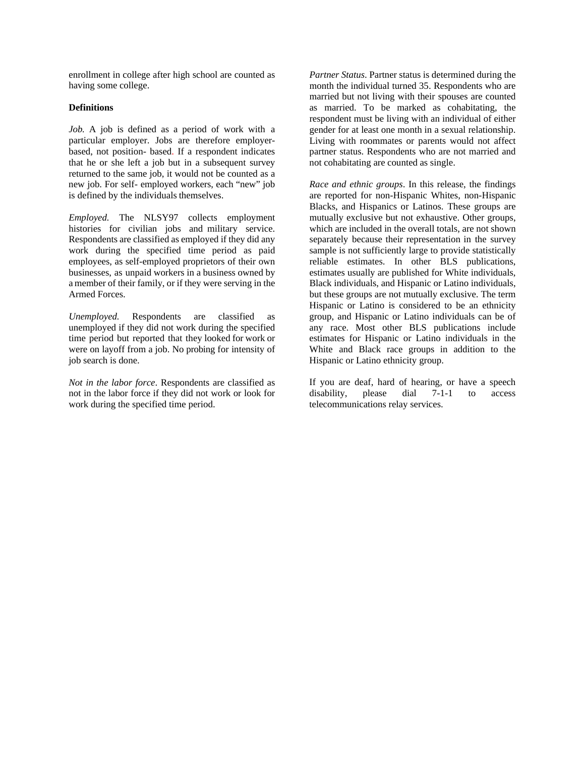enrollment in college after high school are counted as having some college.

**Definitions**

*Job.* A job is defined as a period of work with a particular employer. Jobs are therefore employer-based, not position- based. If a respondent indicates that he or she left a job but in a subsequent survey returned to the same job, it would not be counted as a new job. For self- employed workers, each "new" job is defined by the individuals themselves.

*Employed.* The NLSY97 collects employment histories for civilian jobs and military service. Respondents are classified as employed if they did any work during the specified time period as paid employees, as self-employed proprietors of their own businesses, as unpaid workers in a business owned by a member of their family, or if they were serving in the Armed Forces.

*Unemployed.* Respondents are classified as unemployed if they did not work during the specified time period but reported that they looked for work or were on layoff from a job. No probing for intensity of job search is done.

*Not in the labor force*. Respondents are classified as not in the labor force if they did not work or look for work during the specified time period.

*Partner Status*. Partner status is determined during the month the individual turned 35. Respondents who are married but not living with their spouses are counted as married. To be marked as cohabitating, the respondent must be living with an individual of either gender for at least one month in a sexual relationship. Living with roommates or parents would not affect partner status. Respondents who are not married and not cohabitating are counted as single.

*Race and ethnic groups*. In this release, the findings are reported for non-Hispanic Whites, non-Hispanic Blacks, and Hispanics or Latinos. These groups are mutually exclusive but not exhaustive. Other groups, which are included in the overall totals, are not shown separately because their representation in the survey sample is not sufficiently large to provide statistically reliable estimates. In other BLS publications, estimates usually are published for White individuals, Black individuals, and Hispanic or Latino individuals, but these groups are not mutually exclusive. The term Hispanic or Latino is considered to be an ethnicity group, and Hispanic or Latino individuals can be of any race. Most other BLS publications include estimates for Hispanic or Latino individuals in the White and Black race groups in addition to the Hispanic or Latino ethnicity group.

If you are deaf, hard of hearing, or have a speech disability, please dial 7-1-1 to access telecommunications relay services.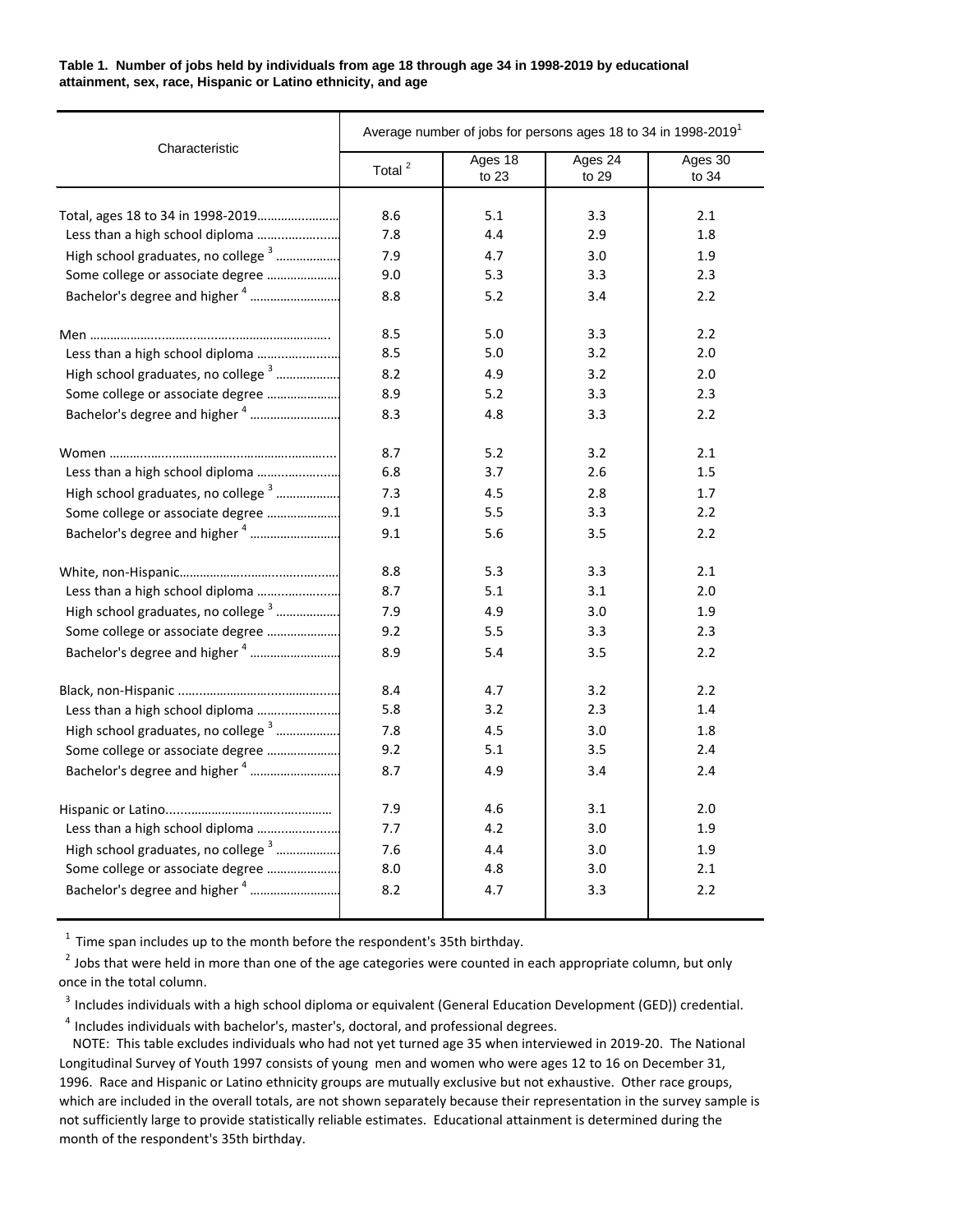**Table 1. Number of jobs held by individuals from age 18 through age 34 in 1998-2019 by educational attainment, sex, race, Hispanic or Latino ethnicity, and age**

| Characteristic | Average number of jobs for persons ages 18 to 34 in 1998-2019[1] | | | |
|---|---|---|---|---|
| | Total [2] | Ages 18 to 23 | Ages 24 to 29 | Ages 30 to 34 |
| Total, ages 18 to 34 in 1998-2019 | 8.6 | 5.1 | 3.3 | 2.1 |
| Less than a high school diploma | 7.8 | 4.4 | 2.9 | 1.8 |
| High school graduates, no college [3] | 7.9 | 4.7 | 3.0 | 1.9 |
| Some college or associate degree | 9.0 | 5.3 | 3.3 | 2.3 |
| Bachelor's degree and higher [4] | 8.8 | 5.2 | 3.4 | 2.2 |
| Men | 8.5 | 5.0 | 3.3 | 2.2 |
| Less than a high school diploma | 8.5 | 5.0 | 3.2 | 2.0 |
| High school graduates, no college [3] | 8.2 | 4.9 | 3.2 | 2.0 |
| Some college or associate degree | 8.9 | 5.2 | 3.3 | 2.3 |
| Bachelor's degree and higher [4] | 8.3 | 4.8 | 3.3 | 2.2 |
| Women | 8.7 | 5.2 | 3.2 | 2.1 |
| Less than a high school diploma | 6.8 | 3.7 | 2.6 | 1.5 |
| High school graduates, no college [3] | 7.3 | 4.5 | 2.8 | 1.7 |
| Some college or associate degree | 9.1 | 5.5 | 3.3 | 2.2 |
| Bachelor's degree and higher [4] | 9.1 | 5.6 | 3.5 | 2.2 |
| White, non-Hispanic | 8.8 | 5.3 | 3.3 | 2.1 |
| Less than a high school diploma | 8.7 | 5.1 | 3.1 | 2.0 |
| High school graduates, no college [3] | 7.9 | 4.9 | 3.0 | 1.9 |
| Some college or associate degree | 9.2 | 5.5 | 3.3 | 2.3 |
| Bachelor's degree and higher [4] | 8.9 | 5.4 | 3.5 | 2.2 |
| Black, non-Hispanic | 8.4 | 4.7 | 3.2 | 2.2 |
| Less than a high school diploma | 5.8 | 3.2 | 2.3 | 1.4 |
| High school graduates, no college [3] | 7.8 | 4.5 | 3.0 | 1.8 |
| Some college or associate degree | 9.2 | 5.1 | 3.5 | 2.4 |
| Bachelor's degree and higher [4] | 8.7 | 4.9 | 3.4 | 2.4 |
| Hispanic or Latino | 7.9 | 4.6 | 3.1 | 2.0 |
| Less than a high school diploma | 7.7 | 4.2 | 3.0 | 1.9 |
| High school graduates, no college [3] | 7.6 | 4.4 | 3.0 | 1.9 |
| Some college or associate degree | 8.0 | 4.8 | 3.0 | 2.1 |
| Bachelor's degree and higher [4] | 8.2 | 4.7 | 3.3 | 2.2 |

[1] Time span includes up to the month before the respondent's 35th birthday.

[2] Jobs that were held in more than one of the age categories were counted in each appropriate column, but only once in the total column.

[3] Includes individuals with a high school diploma or equivalent (General Education Development (GED)) credential.

[4] Includes individuals with bachelor's, master's, doctoral, and professional degrees.

NOTE: This table excludes individuals who had not yet turned age 35 when interviewed in 2019-20. The National Longitudinal Survey of Youth 1997 consists of young men and women who were ages 12 to 16 on December 31, 1996. Race and Hispanic or Latino ethnicity groups are mutually exclusive but not exhaustive. Other race groups, which are included in the overall totals, are not shown separately because their representation in the survey sample is not sufficiently large to provide statistically reliable estimates. Educational attainment is determined during the month of the respondent's 35th birthday.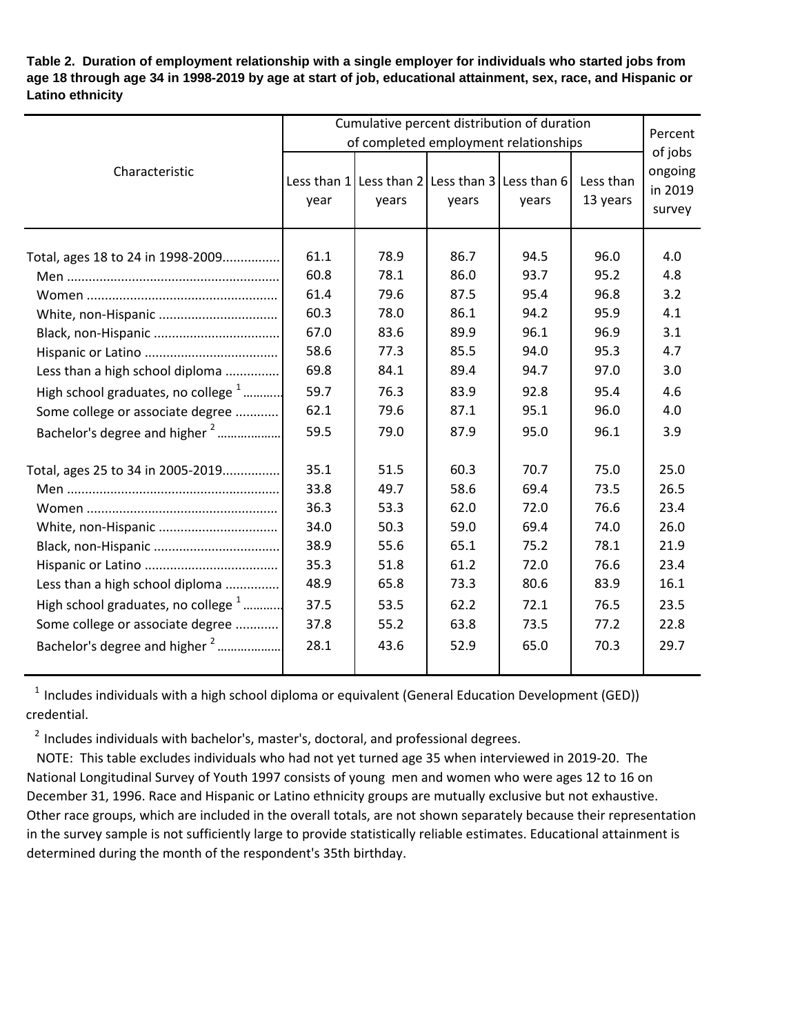**Table 2. Duration of employment relationship with a single employer for individuals who started jobs from age 18 through age 34 in 1998-2019 by age at start of job, educational attainment, sex, race, and Hispanic or Latino ethnicity**

| Characteristic | Cumulative percent distribution of duration of completed employment relationships | | | | | Percent of jobs ongoing in 2019 survey |
|---|---|---|---|---|---|---|
| | Less than 1 year | Less than 2 years | Less than 3 years | Less than 6 years | Less than 13 years | |
| Total, ages 18 to 24 in 1998-2009 | 61.1 | 78.9 | 86.7 | 94.5 | 96.0 | 4.0 |
| Men | 60.8 | 78.1 | 86.0 | 93.7 | 95.2 | 4.8 |
| Women | 61.4 | 79.6 | 87.5 | 95.4 | 96.8 | 3.2 |
| White, non-Hispanic | 60.3 | 78.0 | 86.1 | 94.2 | 95.9 | 4.1 |
| Black, non-Hispanic | 67.0 | 83.6 | 89.9 | 96.1 | 96.9 | 3.1 |
| Hispanic or Latino | 58.6 | 77.3 | 85.5 | 94.0 | 95.3 | 4.7 |
| Less than a high school diploma | 69.8 | 84.1 | 89.4 | 94.7 | 97.0 | 3.0 |
| High school graduates, no college [1] | 59.7 | 76.3 | 83.9 | 92.8 | 95.4 | 4.6 |
| Some college or associate degree | 62.1 | 79.6 | 87.1 | 95.1 | 96.0 | 4.0 |
| Bachelor's degree and higher [2] | 59.5 | 79.0 | 87.9 | 95.0 | 96.1 | 3.9 |
| Total, ages 25 to 34 in 2005-2019 | 35.1 | 51.5 | 60.3 | 70.7 | 75.0 | 25.0 |
| Men | 33.8 | 49.7 | 58.6 | 69.4 | 73.5 | 26.5 |
| Women | 36.3 | 53.3 | 62.0 | 72.0 | 76.6 | 23.4 |
| White, non-Hispanic | 34.0 | 50.3 | 59.0 | 69.4 | 74.0 | 26.0 |
| Black, non-Hispanic | 38.9 | 55.6 | 65.1 | 75.2 | 78.1 | 21.9 |
| Hispanic or Latino | 35.3 | 51.8 | 61.2 | 72.0 | 76.6 | 23.4 |
| Less than a high school diploma | 48.9 | 65.8 | 73.3 | 80.6 | 83.9 | 16.1 |
| High school graduates, no college [1] | 37.5 | 53.5 | 62.2 | 72.1 | 76.5 | 23.5 |
| Some college or associate degree | 37.8 | 55.2 | 63.8 | 73.5 | 77.2 | 22.8 |
| Bachelor's degree and higher [2] | 28.1 | 43.6 | 52.9 | 65.0 | 70.3 | 29.7 |

[1] Includes individuals with a high school diploma or equivalent (General Education Development (GED)) credential.

[2] Includes individuals with bachelor's, master's, doctoral, and professional degrees.

NOTE: This table excludes individuals who had not yet turned age 35 when interviewed in 2019-20. The National Longitudinal Survey of Youth 1997 consists of young men and women who were ages 12 to 16 on December 31, 1996. Race and Hispanic or Latino ethnicity groups are mutually exclusive but not exhaustive. Other race groups, which are included in the overall totals, are not shown separately because their representation in the survey sample is not sufficiently large to provide statistically reliable estimates. Educational attainment is determined during the month of the respondent's 35th birthday.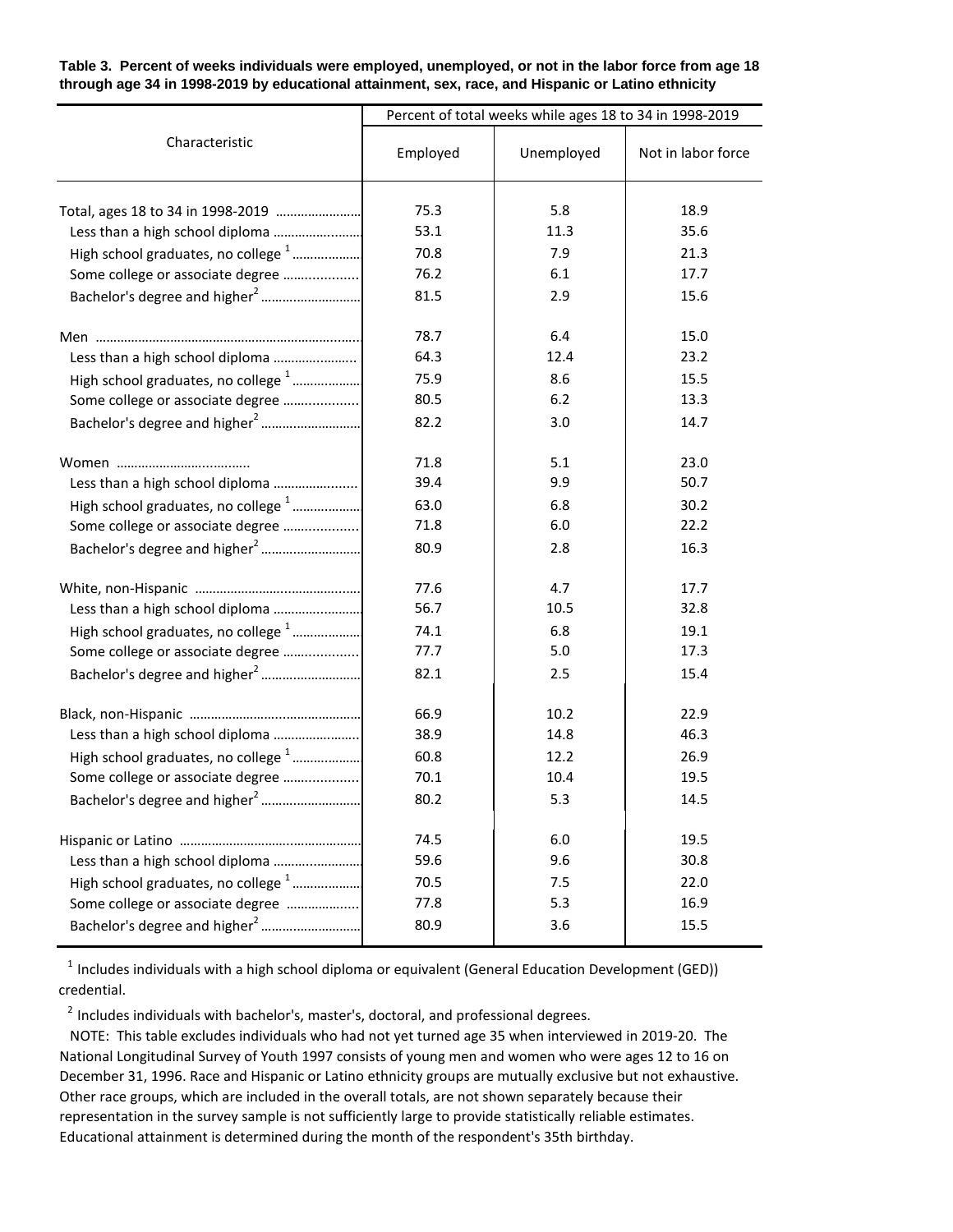**Table 3. Percent of weeks individuals were employed, unemployed, or not in the labor force from age 18 through age 34 in 1998-2019 by educational attainment, sex, race, and Hispanic or Latino ethnicity**

| Characteristic | Percent of total weeks while ages 18 to 34 in 1998-2019 | | |
|---|---|---|---|
| | Employed | Unemployed | Not in labor force |
| Total, ages 18 to 34 in 1998-2019 | 75.3 | 5.8 | 18.9 |
| Less than a high school diploma | 53.1 | 11.3 | 35.6 |
| High school graduates, no college [1] | 70.8 | 7.9 | 21.3 |
| Some college or associate degree | 76.2 | 6.1 | 17.7 |
| Bachelor's degree and higher[2] | 81.5 | 2.9 | 15.6 |
| Men | 78.7 | 6.4 | 15.0 |
| Less than a high school diploma | 64.3 | 12.4 | 23.2 |
| High school graduates, no college [1] | 75.9 | 8.6 | 15.5 |
| Some college or associate degree | 80.5 | 6.2 | 13.3 |
| Bachelor's degree and higher[2] | 82.2 | 3.0 | 14.7 |
| Women | 71.8 | 5.1 | 23.0 |
| Less than a high school diploma | 39.4 | 9.9 | 50.7 |
| High school graduates, no college [1] | 63.0 | 6.8 | 30.2 |
| Some college or associate degree | 71.8 | 6.0 | 22.2 |
| Bachelor's degree and higher[2] | 80.9 | 2.8 | 16.3 |
| White, non-Hispanic | 77.6 | 4.7 | 17.7 |
| Less than a high school diploma | 56.7 | 10.5 | 32.8 |
| High school graduates, no college [1] | 74.1 | 6.8 | 19.1 |
| Some college or associate degree | 77.7 | 5.0 | 17.3 |
| Bachelor's degree and higher[2] | 82.1 | 2.5 | 15.4 |
| Black, non-Hispanic | 66.9 | 10.2 | 22.9 |
| Less than a high school diploma | 38.9 | 14.8 | 46.3 |
| High school graduates, no college [1] | 60.8 | 12.2 | 26.9 |
| Some college or associate degree | 70.1 | 10.4 | 19.5 |
| Bachelor's degree and higher[2] | 80.2 | 5.3 | 14.5 |
| Hispanic or Latino | 74.5 | 6.0 | 19.5 |
| Less than a high school diploma | 59.6 | 9.6 | 30.8 |
| High school graduates, no college [1] | 70.5 | 7.5 | 22.0 |
| Some college or associate degree | 77.8 | 5.3 | 16.9 |
| Bachelor's degree and higher[2] | 80.9 | 3.6 | 15.5 |

[1] Includes individuals with a high school diploma or equivalent (General Education Development (GED)) credential.

[2] Includes individuals with bachelor's, master's, doctoral, and professional degrees.

NOTE: This table excludes individuals who had not yet turned age 35 when interviewed in 2019-20. The National Longitudinal Survey of Youth 1997 consists of young men and women who were ages 12 to 16 on December 31, 1996. Race and Hispanic or Latino ethnicity groups are mutually exclusive but not exhaustive. Other race groups, which are included in the overall totals, are not shown separately because their representation in the survey sample is not sufficiently large to provide statistically reliable estimates. Educational attainment is determined during the month of the respondent's 35th birthday.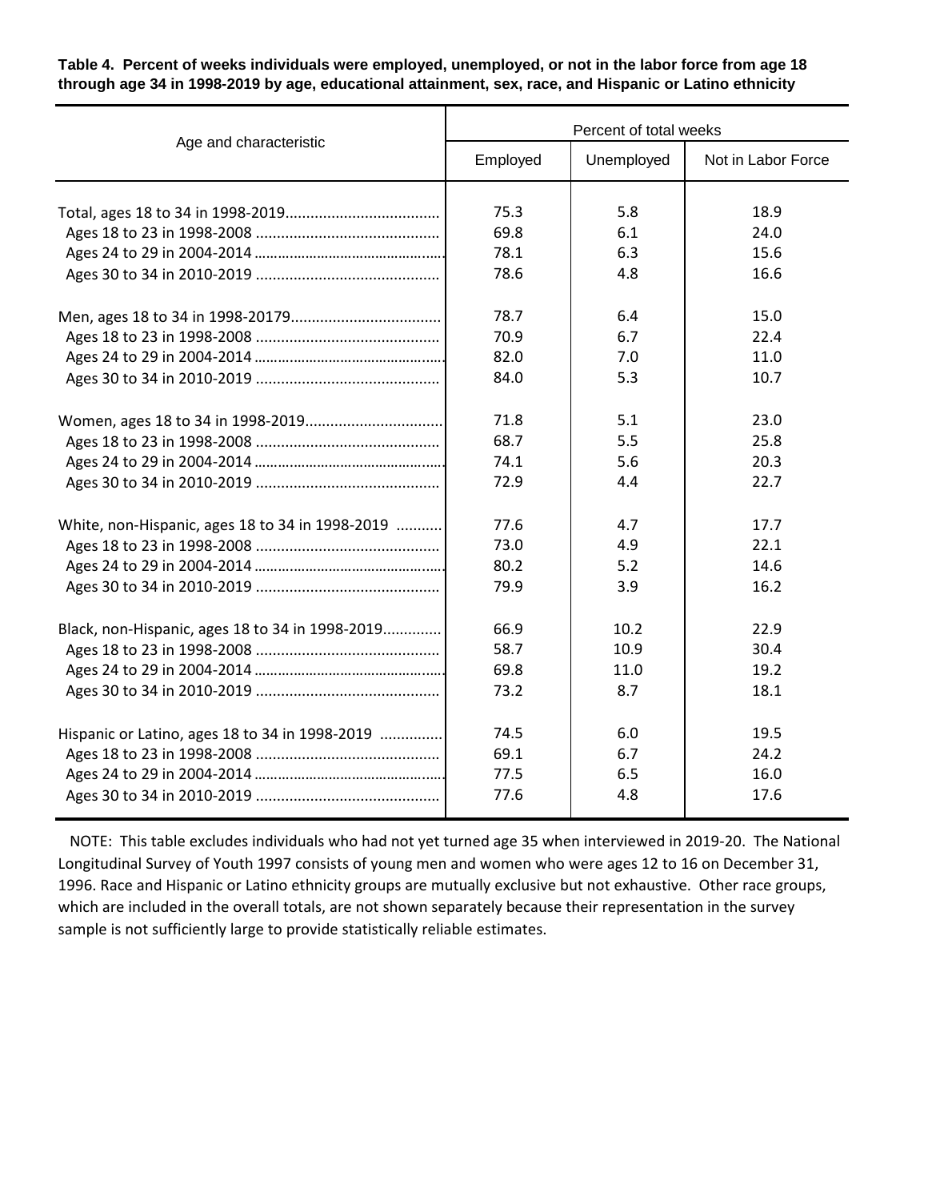**Table 4. Percent of weeks individuals were employed, unemployed, or not in the labor force from age 18 through age 34 in 1998-2019 by age, educational attainment, sex, race, and Hispanic or Latino ethnicity**

| Age and characteristic | Percent of total weeks | | |
|---|---|---|---|
| | Employed | Unemployed | Not in Labor Force |
| Total, ages 18 to 34 in 1998-2019 | 75.3 | 5.8 | 18.9 |
| Ages 18 to 23 in 1998-2008 | 69.8 | 6.1 | 24.0 |
| Ages 24 to 29 in 2004-2014 | 78.1 | 6.3 | 15.6 |
| Ages 30 to 34 in 2010-2019 | 78.6 | 4.8 | 16.6 |
| Men, ages 18 to 34 in 1998-20179 | 78.7 | 6.4 | 15.0 |
| Ages 18 to 23 in 1998-2008 | 70.9 | 6.7 | 22.4 |
| Ages 24 to 29 in 2004-2014 | 82.0 | 7.0 | 11.0 |
| Ages 30 to 34 in 2010-2019 | 84.0 | 5.3 | 10.7 |
| Women, ages 18 to 34 in 1998-2019 | 71.8 | 5.1 | 23.0 |
| Ages 18 to 23 in 1998-2008 | 68.7 | 5.5 | 25.8 |
| Ages 24 to 29 in 2004-2014 | 74.1 | 5.6 | 20.3 |
| Ages 30 to 34 in 2010-2019 | 72.9 | 4.4 | 22.7 |
| White, non-Hispanic, ages 18 to 34 in 1998-2019 | 77.6 | 4.7 | 17.7 |
| Ages 18 to 23 in 1998-2008 | 73.0 | 4.9 | 22.1 |
| Ages 24 to 29 in 2004-2014 | 80.2 | 5.2 | 14.6 |
| Ages 30 to 34 in 2010-2019 | 79.9 | 3.9 | 16.2 |
| Black, non-Hispanic, ages 18 to 34 in 1998-2019 | 66.9 | 10.2 | 22.9 |
| Ages 18 to 23 in 1998-2008 | 58.7 | 10.9 | 30.4 |
| Ages 24 to 29 in 2004-2014 | 69.8 | 11.0 | 19.2 |
| Ages 30 to 34 in 2010-2019 | 73.2 | 8.7 | 18.1 |
| Hispanic or Latino, ages 18 to 34 in 1998-2019 | 74.5 | 6.0 | 19.5 |
| Ages 18 to 23 in 1998-2008 | 69.1 | 6.7 | 24.2 |
| Ages 24 to 29 in 2004-2014 | 77.5 | 6.5 | 16.0 |
| Ages 30 to 34 in 2010-2019 | 77.6 | 4.8 | 17.6 |

NOTE: This table excludes individuals who had not yet turned age 35 when interviewed in 2019-20. The National Longitudinal Survey of Youth 1997 consists of young men and women who were ages 12 to 16 on December 31, 1996. Race and Hispanic or Latino ethnicity groups are mutually exclusive but not exhaustive. Other race groups, which are included in the overall totals, are not shown separately because their representation in the survey sample is not sufficiently large to provide statistically reliable estimates.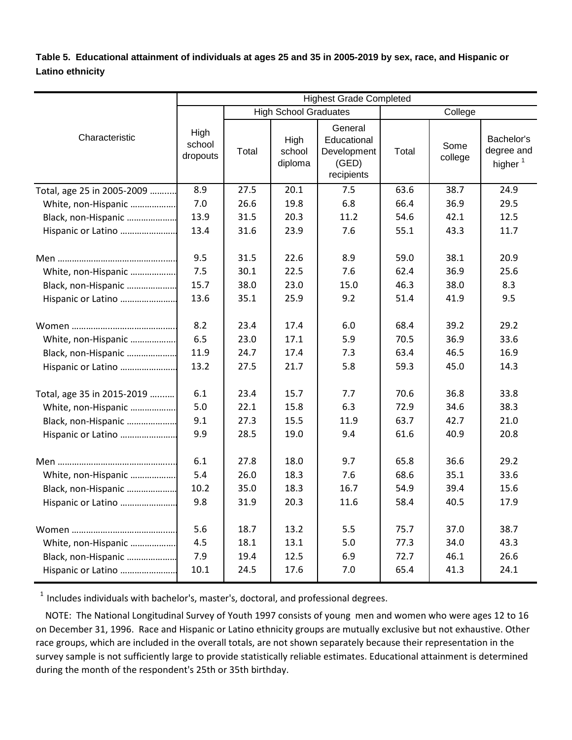**Table 5. Educational attainment of individuals at ages 25 and 35 in 2005-2019 by sex, race, and Hispanic or Latino ethnicity**

| Characteristic | Highest Grade Completed | | | | | | |
|---|---|---|---|---|---|---|---|
| | High school dropouts | High School Graduates | | | College | | |
| | | Total | High school diploma | General Educational Development (GED) recipients | Total | Some college | Bachelor's degree and higher [1] |
| Total, age 25 in 2005-2009 | 8.9 | 27.5 | 20.1 | 7.5 | 63.6 | 38.7 | 24.9 |
| White, non-Hispanic | 7.0 | 26.6 | 19.8 | 6.8 | 66.4 | 36.9 | 29.5 |
| Black, non-Hispanic | 13.9 | 31.5 | 20.3 | 11.2 | 54.6 | 42.1 | 12.5 |
| Hispanic or Latino | 13.4 | 31.6 | 23.9 | 7.6 | 55.1 | 43.3 | 11.7 |
| Men | 9.5 | 31.5 | 22.6 | 8.9 | 59.0 | 38.1 | 20.9 |
| White, non-Hispanic | 7.5 | 30.1 | 22.5 | 7.6 | 62.4 | 36.9 | 25.6 |
| Black, non-Hispanic | 15.7 | 38.0 | 23.0 | 15.0 | 46.3 | 38.0 | 8.3 |
| Hispanic or Latino | 13.6 | 35.1 | 25.9 | 9.2 | 51.4 | 41.9 | 9.5 |
| Women | 8.2 | 23.4 | 17.4 | 6.0 | 68.4 | 39.2 | 29.2 |
| White, non-Hispanic | 6.5 | 23.0 | 17.1 | 5.9 | 70.5 | 36.9 | 33.6 |
| Black, non-Hispanic | 11.9 | 24.7 | 17.4 | 7.3 | 63.4 | 46.5 | 16.9 |
| Hispanic or Latino | 13.2 | 27.5 | 21.7 | 5.8 | 59.3 | 45.0 | 14.3 |
| Total, age 35 in 2015-2019 | 6.1 | 23.4 | 15.7 | 7.7 | 70.6 | 36.8 | 33.8 |
| White, non-Hispanic | 5.0 | 22.1 | 15.8 | 6.3 | 72.9 | 34.6 | 38.3 |
| Black, non-Hispanic | 9.1 | 27.3 | 15.5 | 11.9 | 63.7 | 42.7 | 21.0 |
| Hispanic or Latino | 9.9 | 28.5 | 19.0 | 9.4 | 61.6 | 40.9 | 20.8 |
| Men | 6.1 | 27.8 | 18.0 | 9.7 | 65.8 | 36.6 | 29.2 |
| White, non-Hispanic | 5.4 | 26.0 | 18.3 | 7.6 | 68.6 | 35.1 | 33.6 |
| Black, non-Hispanic | 10.2 | 35.0 | 18.3 | 16.7 | 54.9 | 39.4 | 15.6 |
| Hispanic or Latino | 9.8 | 31.9 | 20.3 | 11.6 | 58.4 | 40.5 | 17.9 |
| Women | 5.6 | 18.7 | 13.2 | 5.5 | 75.7 | 37.0 | 38.7 |
| White, non-Hispanic | 4.5 | 18.1 | 13.1 | 5.0 | 77.3 | 34.0 | 43.3 |
| Black, non-Hispanic | 7.9 | 19.4 | 12.5 | 6.9 | 72.7 | 46.1 | 26.6 |
| Hispanic or Latino | 10.1 | 24.5 | 17.6 | 7.0 | 65.4 | 41.3 | 24.1 |

[1] Includes individuals with bachelor's, master's, doctoral, and professional degrees.

NOTE: The National Longitudinal Survey of Youth 1997 consists of young men and women who were ages 12 to 16 on December 31, 1996. Race and Hispanic or Latino ethnicity groups are mutually exclusive but not exhaustive. Other race groups, which are included in the overall totals, are not shown separately because their representation in the survey sample is not sufficiently large to provide statistically reliable estimates. Educational attainment is determined during the month of the respondent's 25th or 35th birthday.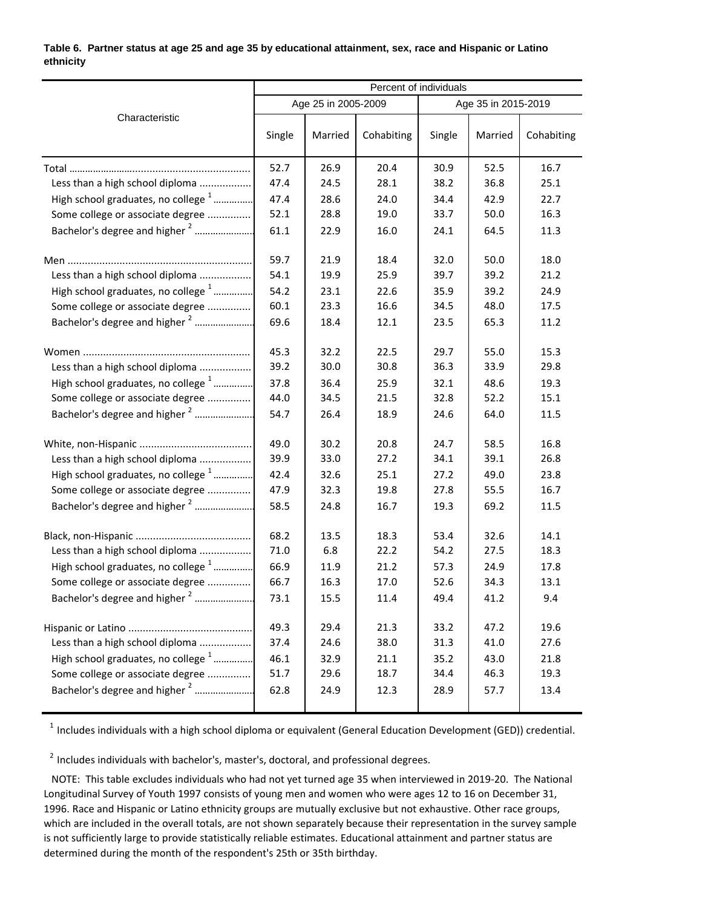**Table 6. Partner status at age 25 and age 35 by educational attainment, sex, race and Hispanic or Latino ethnicity**

| Characteristic | Percent of individuals | | | | | |
|---|---|---|---|---|---|---|
| | Age 25 in 2005-2009 | | | Age 35 in 2015-2019 | | |
| | Single | Married | Cohabiting | Single | Married | Cohabiting |
| Total | 52.7 | 26.9 | 20.4 | 30.9 | 52.5 | 16.7 |
| Less than a high school diploma | 47.4 | 24.5 | 28.1 | 38.2 | 36.8 | 25.1 |
| High school graduates, no college [1] | 47.4 | 28.6 | 24.0 | 34.4 | 42.9 | 22.7 |
| Some college or associate degree | 52.1 | 28.8 | 19.0 | 33.7 | 50.0 | 16.3 |
| Bachelor's degree and higher [2] | 61.1 | 22.9 | 16.0 | 24.1 | 64.5 | 11.3 |
| Men | 59.7 | 21.9 | 18.4 | 32.0 | 50.0 | 18.0 |
| Less than a high school diploma | 54.1 | 19.9 | 25.9 | 39.7 | 39.2 | 21.2 |
| High school graduates, no college [1] | 54.2 | 23.1 | 22.6 | 35.9 | 39.2 | 24.9 |
| Some college or associate degree | 60.1 | 23.3 | 16.6 | 34.5 | 48.0 | 17.5 |
| Bachelor's degree and higher [2] | 69.6 | 18.4 | 12.1 | 23.5 | 65.3 | 11.2 |
| Women | 45.3 | 32.2 | 22.5 | 29.7 | 55.0 | 15.3 |
| Less than a high school diploma | 39.2 | 30.0 | 30.8 | 36.3 | 33.9 | 29.8 |
| High school graduates, no college [1] | 37.8 | 36.4 | 25.9 | 32.1 | 48.6 | 19.3 |
| Some college or associate degree | 44.0 | 34.5 | 21.5 | 32.8 | 52.2 | 15.1 |
| Bachelor's degree and higher [2] | 54.7 | 26.4 | 18.9 | 24.6 | 64.0 | 11.5 |
| White, non-Hispanic | 49.0 | 30.2 | 20.8 | 24.7 | 58.5 | 16.8 |
| Less than a high school diploma | 39.9 | 33.0 | 27.2 | 34.1 | 39.1 | 26.8 |
| High school graduates, no college [1] | 42.4 | 32.6 | 25.1 | 27.2 | 49.0 | 23.8 |
| Some college or associate degree | 47.9 | 32.3 | 19.8 | 27.8 | 55.5 | 16.7 |
| Bachelor's degree and higher [2] | 58.5 | 24.8 | 16.7 | 19.3 | 69.2 | 11.5 |
| Black, non-Hispanic | 68.2 | 13.5 | 18.3 | 53.4 | 32.6 | 14.1 |
| Less than a high school diploma | 71.0 | 6.8 | 22.2 | 54.2 | 27.5 | 18.3 |
| High school graduates, no college [1] | 66.9 | 11.9 | 21.2 | 57.3 | 24.9 | 17.8 |
| Some college or associate degree | 66.7 | 16.3 | 17.0 | 52.6 | 34.3 | 13.1 |
| Bachelor's degree and higher [2] | 73.1 | 15.5 | 11.4 | 49.4 | 41.2 | 9.4 |
| Hispanic or Latino | 49.3 | 29.4 | 21.3 | 33.2 | 47.2 | 19.6 |
| Less than a high school diploma | 37.4 | 24.6 | 38.0 | 31.3 | 41.0 | 27.6 |
| High school graduates, no college [1] | 46.1 | 32.9 | 21.1 | 35.2 | 43.0 | 21.8 |
| Some college or associate degree | 51.7 | 29.6 | 18.7 | 34.4 | 46.3 | 19.3 |
| Bachelor's degree and higher [2] | 62.8 | 24.9 | 12.3 | 28.9 | 57.7 | 13.4 |

[1] Includes individuals with a high school diploma or equivalent (General Education Development (GED)) credential.

[2] Includes individuals with bachelor's, master's, doctoral, and professional degrees.

NOTE: This table excludes individuals who had not yet turned age 35 when interviewed in 2019-20. The National Longitudinal Survey of Youth 1997 consists of young men and women who were ages 12 to 16 on December 31, 1996. Race and Hispanic or Latino ethnicity groups are mutually exclusive but not exhaustive. Other race groups, which are included in the overall totals, are not shown separately because their representation in the survey sample is not sufficiently large to provide statistically reliable estimates. Educational attainment and partner status are determined during the month of the respondent's 25th or 35th birthday.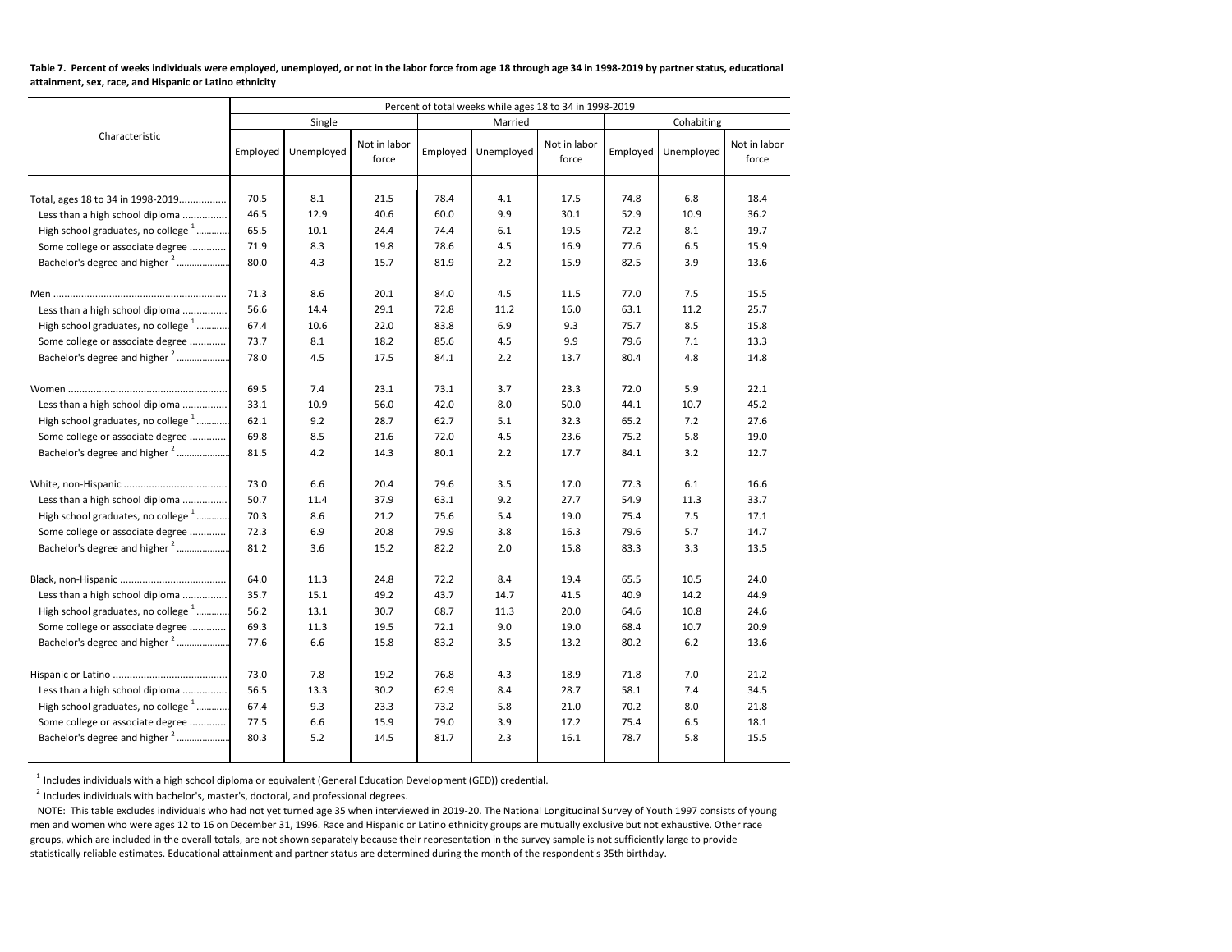**Table 7. Percent of weeks individuals were employed, unemployed, or not in the labor force from age 18 through age 34 in 1998-2019 by partner status, educational attainment, sex, race, and Hispanic or Latino ethnicity**

| Characteristic | Percent of total weeks while ages 18 to 34 in 1998-2019 | | | | | | | | |
|---|---|---|---|---|---|---|---|---|---|
| | Single | | | Married | | | Cohabiting | | |
| | Employed | Unemployed | Not in labor force | Employed | Unemployed | Not in labor force | Employed | Unemployed | Not in labor force |
| Total, ages 18 to 34 in 1998-2019 | 70.5 | 8.1 | 21.5 | 78.4 | 4.1 | 17.5 | 74.8 | 6.8 | 18.4 |
| Less than a high school diploma | 46.5 | 12.9 | 40.6 | 60.0 | 9.9 | 30.1 | 52.9 | 10.9 | 36.2 |
| High school graduates, no college [1] | 65.5 | 10.1 | 24.4 | 74.4 | 6.1 | 19.5 | 72.2 | 8.1 | 19.7 |
| Some college or associate degree | 71.9 | 8.3 | 19.8 | 78.6 | 4.5 | 16.9 | 77.6 | 6.5 | 15.9 |
| Bachelor's degree and higher [2] | 80.0 | 4.3 | 15.7 | 81.9 | 2.2 | 15.9 | 82.5 | 3.9 | 13.6 |
| Men | 71.3 | 8.6 | 20.1 | 84.0 | 4.5 | 11.5 | 77.0 | 7.5 | 15.5 |
| Less than a high school diploma | 56.6 | 14.4 | 29.1 | 72.8 | 11.2 | 16.0 | 63.1 | 11.2 | 25.7 |
| High school graduates, no college [1] | 67.4 | 10.6 | 22.0 | 83.8 | 6.9 | 9.3 | 75.7 | 8.5 | 15.8 |
| Some college or associate degree | 73.7 | 8.1 | 18.2 | 85.6 | 4.5 | 9.9 | 79.6 | 7.1 | 13.3 |
| Bachelor's degree and higher [2] | 78.0 | 4.5 | 17.5 | 84.1 | 2.2 | 13.7 | 80.4 | 4.8 | 14.8 |
| Women | 69.5 | 7.4 | 23.1 | 73.1 | 3.7 | 23.3 | 72.0 | 5.9 | 22.1 |
| Less than a high school diploma | 33.1 | 10.9 | 56.0 | 42.0 | 8.0 | 50.0 | 44.1 | 10.7 | 45.2 |
| High school graduates, no college [1] | 62.1 | 9.2 | 28.7 | 62.7 | 5.1 | 32.3 | 65.2 | 7.2 | 27.6 |
| Some college or associate degree | 69.8 | 8.5 | 21.6 | 72.0 | 4.5 | 23.6 | 75.2 | 5.8 | 19.0 |
| Bachelor's degree and higher [2] | 81.5 | 4.2 | 14.3 | 80.1 | 2.2 | 17.7 | 84.1 | 3.2 | 12.7 |
| White, non-Hispanic | 73.0 | 6.6 | 20.4 | 79.6 | 3.5 | 17.0 | 77.3 | 6.1 | 16.6 |
| Less than a high school diploma | 50.7 | 11.4 | 37.9 | 63.1 | 9.2 | 27.7 | 54.9 | 11.3 | 33.7 |
| High school graduates, no college [1] | 70.3 | 8.6 | 21.2 | 75.6 | 5.4 | 19.0 | 75.4 | 7.5 | 17.1 |
| Some college or associate degree | 72.3 | 6.9 | 20.8 | 79.9 | 3.8 | 16.3 | 79.6 | 5.7 | 14.7 |
| Bachelor's degree and higher [2] | 81.2 | 3.6 | 15.2 | 82.2 | 2.0 | 15.8 | 83.3 | 3.3 | 13.5 |
| Black, non-Hispanic | 64.0 | 11.3 | 24.8 | 72.2 | 8.4 | 19.4 | 65.5 | 10.5 | 24.0 |
| Less than a high school diploma | 35.7 | 15.1 | 49.2 | 43.7 | 14.7 | 41.5 | 40.9 | 14.2 | 44.9 |
| High school graduates, no college [1] | 56.2 | 13.1 | 30.7 | 68.7 | 11.3 | 20.0 | 64.6 | 10.8 | 24.6 |
| Some college or associate degree | 69.3 | 11.3 | 19.5 | 72.1 | 9.0 | 19.0 | 68.4 | 10.7 | 20.9 |
| Bachelor's degree and higher [2] | 77.6 | 6.6 | 15.8 | 83.2 | 3.5 | 13.2 | 80.2 | 6.2 | 13.6 |
| Hispanic or Latino | 73.0 | 7.8 | 19.2 | 76.8 | 4.3 | 18.9 | 71.8 | 7.0 | 21.2 |
| Less than a high school diploma | 56.5 | 13.3 | 30.2 | 62.9 | 8.4 | 28.7 | 58.1 | 7.4 | 34.5 |
| High school graduates, no college [1] | 67.4 | 9.3 | 23.3 | 73.2 | 5.8 | 21.0 | 70.2 | 8.0 | 21.8 |
| Some college or associate degree | 77.5 | 6.6 | 15.9 | 79.0 | 3.9 | 17.2 | 75.4 | 6.5 | 18.1 |
| Bachelor's degree and higher [2] | 80.3 | 5.2 | 14.5 | 81.7 | 2.3 | 16.1 | 78.7 | 5.8 | 15.5 |

[1] Includes individuals with a high school diploma or equivalent (General Education Development (GED)) credential.

[2] Includes individuals with bachelor's, master's, doctoral, and professional degrees.

NOTE: This table excludes individuals who had not yet turned age 35 when interviewed in 2019-20. The National Longitudinal Survey of Youth 1997 consists of young men and women who were ages 12 to 16 on December 31, 1996. Race and Hispanic or Latino ethnicity groups are mutually exclusive but not exhaustive. Other race groups, which are included in the overall totals, are not shown separately because their representation in the survey sample is not sufficiently large to provide statistically reliable estimates. Educational attainment and partner status are determined during the month of the respondent's 35th birthday.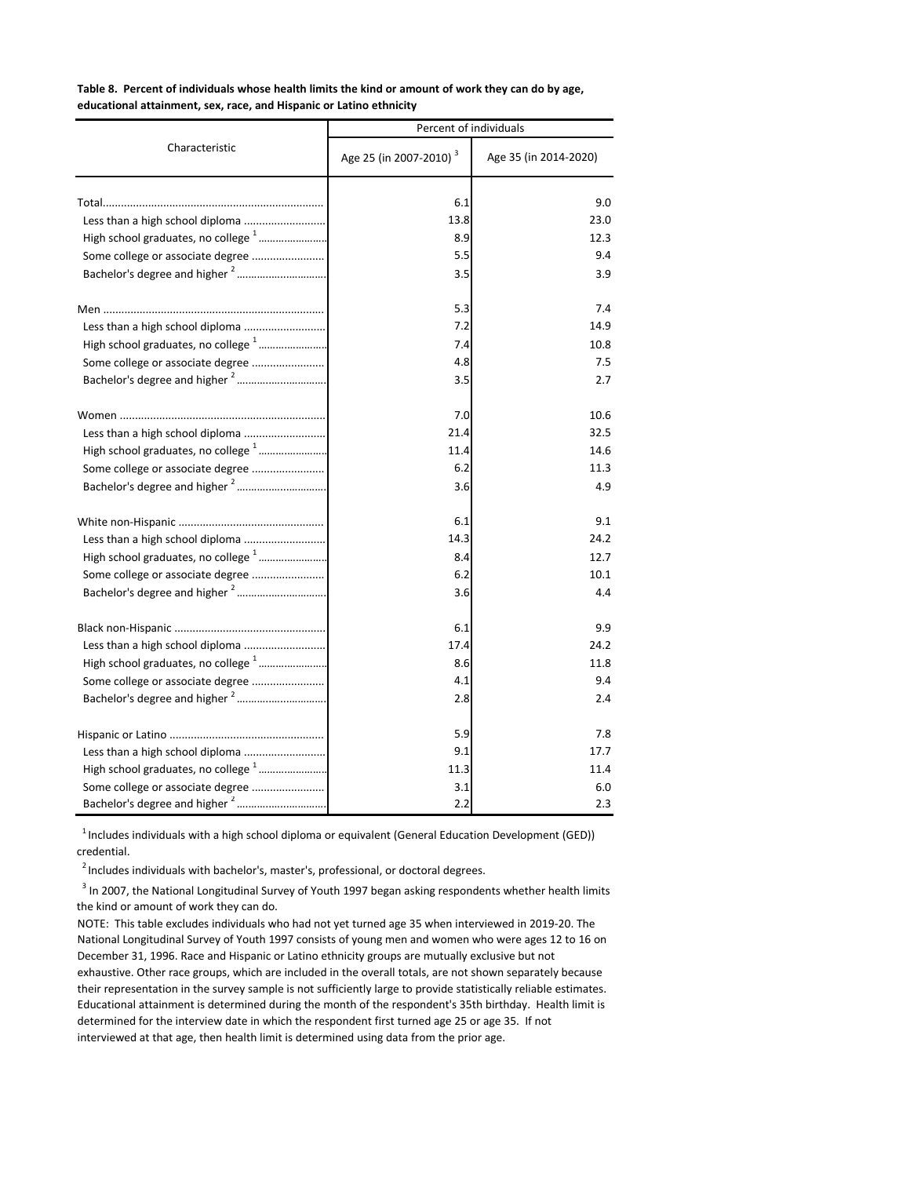**Table 8. Percent of individuals whose health limits the kind or amount of work they can do by age, educational attainment, sex, race, and Hispanic or Latino ethnicity**

| Characteristic | Percent of individuals | |
|---|---|---|
| | Age 25 (in 2007-2010) [3] | Age 35 (in 2014-2020) |
| Total | 6.1 | 9.0 |
| Less than a high school diploma | 13.8 | 23.0 |
| High school graduates, no college [1] | 8.9 | 12.3 |
| Some college or associate degree | 5.5 | 9.4 |
| Bachelor's degree and higher [2] | 3.5 | 3.9 |
| Men | 5.3 | 7.4 |
| Less than a high school diploma | 7.2 | 14.9 |
| High school graduates, no college [1] | 7.4 | 10.8 |
| Some college or associate degree | 4.8 | 7.5 |
| Bachelor's degree and higher [2] | 3.5 | 2.7 |
| Women | 7.0 | 10.6 |
| Less than a high school diploma | 21.4 | 32.5 |
| High school graduates, no college [1] | 11.4 | 14.6 |
| Some college or associate degree | 6.2 | 11.3 |
| Bachelor's degree and higher [2] | 3.6 | 4.9 |
| White non-Hispanic | 6.1 | 9.1 |
| Less than a high school diploma | 14.3 | 24.2 |
| High school graduates, no college [1] | 8.4 | 12.7 |
| Some college or associate degree | 6.2 | 10.1 |
| Bachelor's degree and higher [2] | 3.6 | 4.4 |
| Black non-Hispanic | 6.1 | 9.9 |
| Less than a high school diploma | 17.4 | 24.2 |
| High school graduates, no college [1] | 8.6 | 11.8 |
| Some college or associate degree | 4.1 | 9.4 |
| Bachelor's degree and higher [2] | 2.8 | 2.4 |
| Hispanic or Latino | 5.9 | 7.8 |
| Less than a high school diploma | 9.1 | 17.7 |
| High school graduates, no college [1] | 11.3 | 11.4 |
| Some college or associate degree | 3.1 | 6.0 |
| Bachelor's degree and higher [2] | 2.2 | 2.3 |

[1] Includes individuals with a high school diploma or equivalent (General Education Development (GED)) credential.

[2] Includes individuals with bachelor's, master's, professional, or doctoral degrees.

[3] In 2007, the National Longitudinal Survey of Youth 1997 began asking respondents whether health limits the kind or amount of work they can do.

NOTE: This table excludes individuals who had not yet turned age 35 when interviewed in 2019-20. The National Longitudinal Survey of Youth 1997 consists of young men and women who were ages 12 to 16 on December 31, 1996. Race and Hispanic or Latino ethnicity groups are mutually exclusive but not exhaustive. Other race groups, which are included in the overall totals, are not shown separately because their representation in the survey sample is not sufficiently large to provide statistically reliable estimates. Educational attainment is determined during the month of the respondent's 35th birthday. Health limit is determined for the interview date in which the respondent first turned age 25 or age 35. If not interviewed at that age, then health limit is determined using data from the prior age.